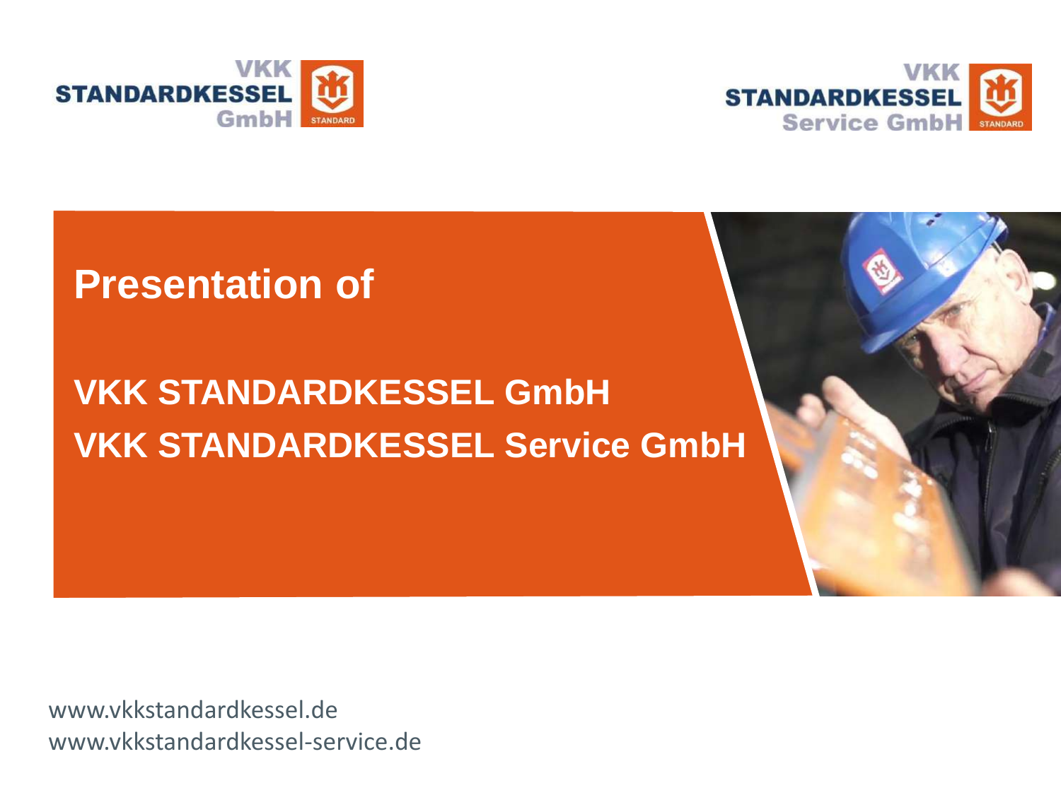VKK STANDARDKESSEL GmbH

VKK STANDARDKESSEL Service GmbH

# Presentation of

## VKK STANDARDKESSEL GmbH
## VKK STANDARDKESSEL Service GmbH

www.vkkstandardkessel.de
www.vkkstandardkessel-service.de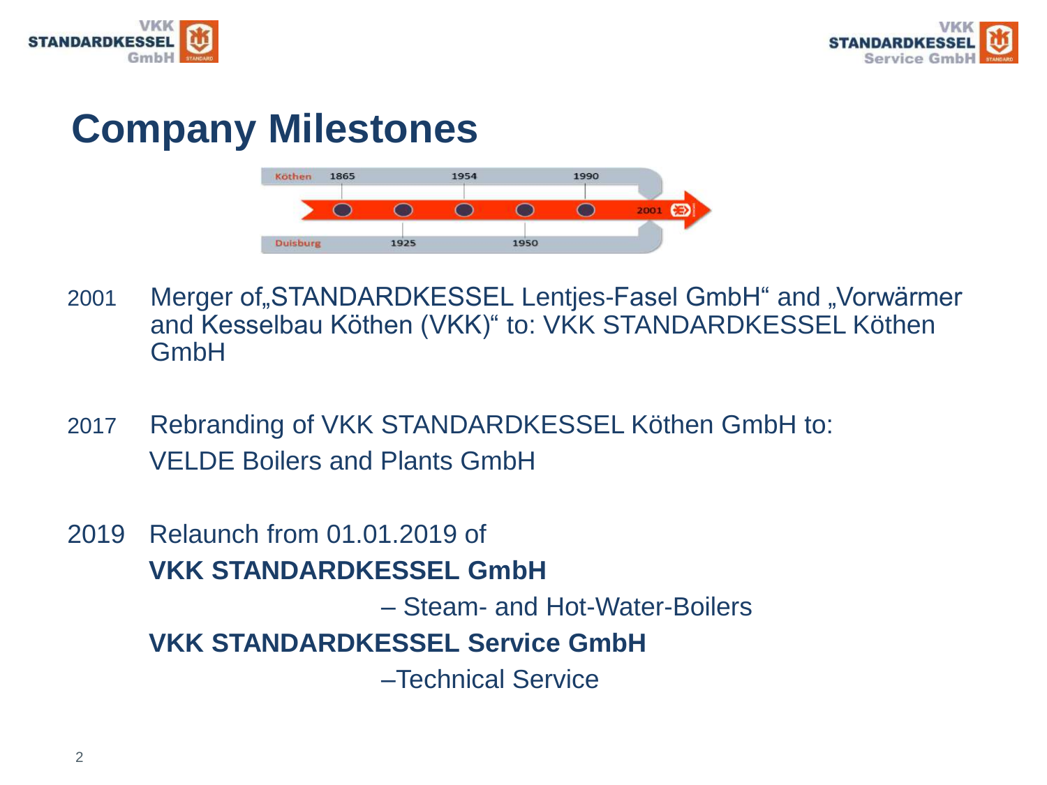# Company Milestones

Köthen 1865 1954 1990

2001

Duisburg 1925 1950

2001 Merger of„STANDARDKESSEL Lentjes-Fasel GmbH“ and „Vorwärmer and Kesselbau Köthen (VKK)“ to: VKK STANDARDKESSEL Köthen GmbH

2017 Rebranding of VKK STANDARDKESSEL Köthen GmbH to:
VELDE Boilers and Plants GmbH

2019 Relaunch from 01.01.2019 of
**VKK STANDARDKESSEL GmbH**
– Steam- and Hot-Water-Boilers
**VKK STANDARDKESSEL Service GmbH**
–Technical Service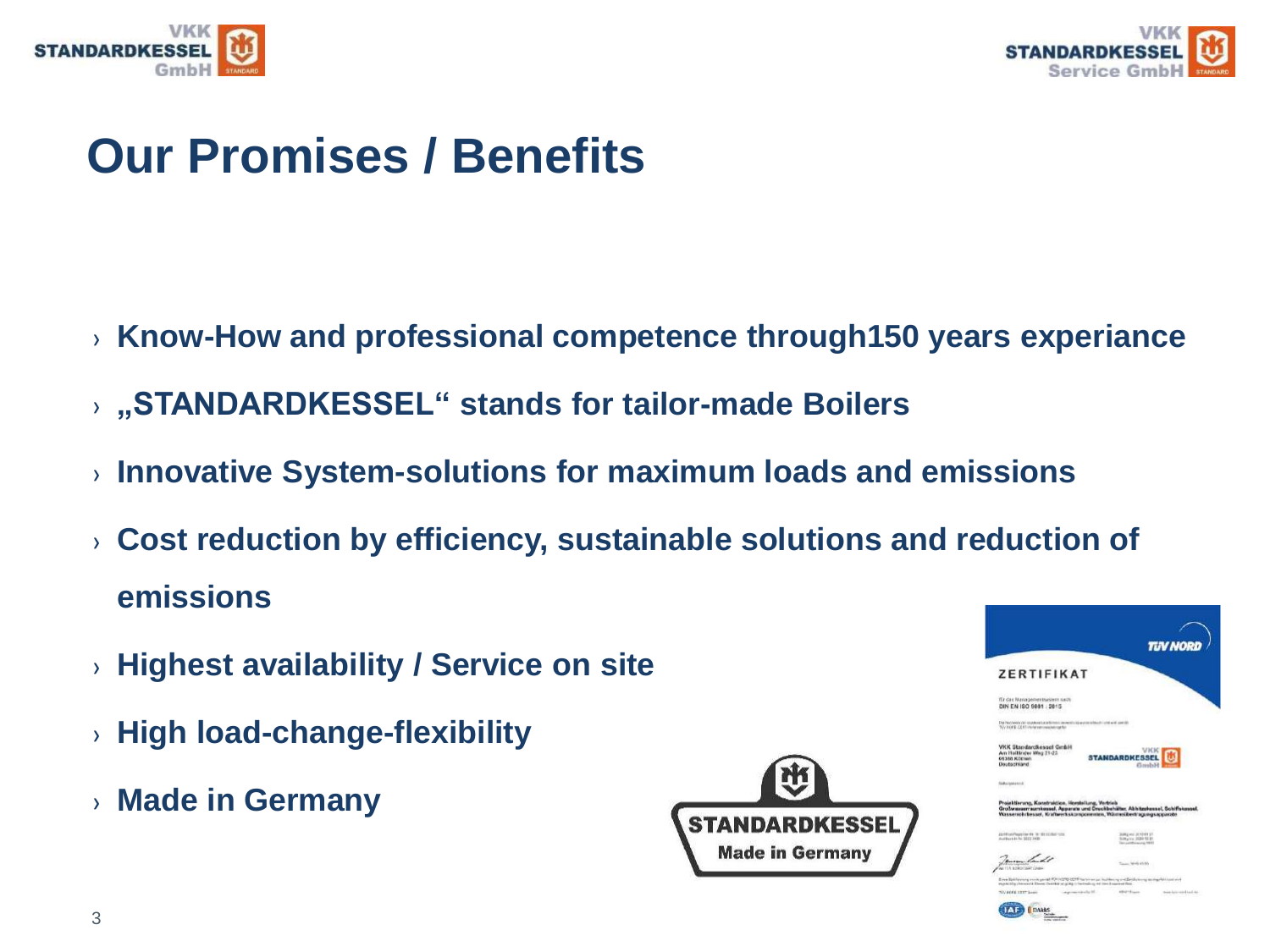# Our Promises / Benefits

- Know-How and professional competence through150 years experiance
- „STANDARDKESSEL“ stands for tailor-made Boilers
- Innovative System-solutions for maximum loads and emissions
- Cost reduction by efficiency, sustainable solutions and reduction of emissions
- Highest availability / Service on site
- High load-change-flexibility
- Made in Germany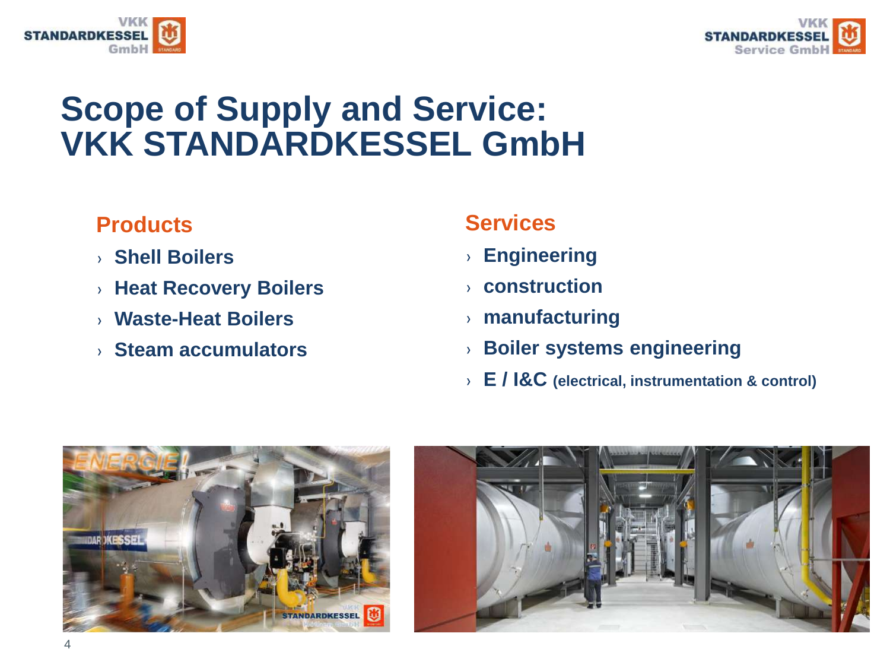# Scope of Supply and Service: VKK STANDARDKESSEL GmbH

## Products

- Shell Boilers
- Heat Recovery Boilers
- Waste-Heat Boilers
- Steam accumulators

## Services

- Engineering
- construction
- manufacturing
- Boiler systems engineering
- E / I&C (electrical, instrumentation & control)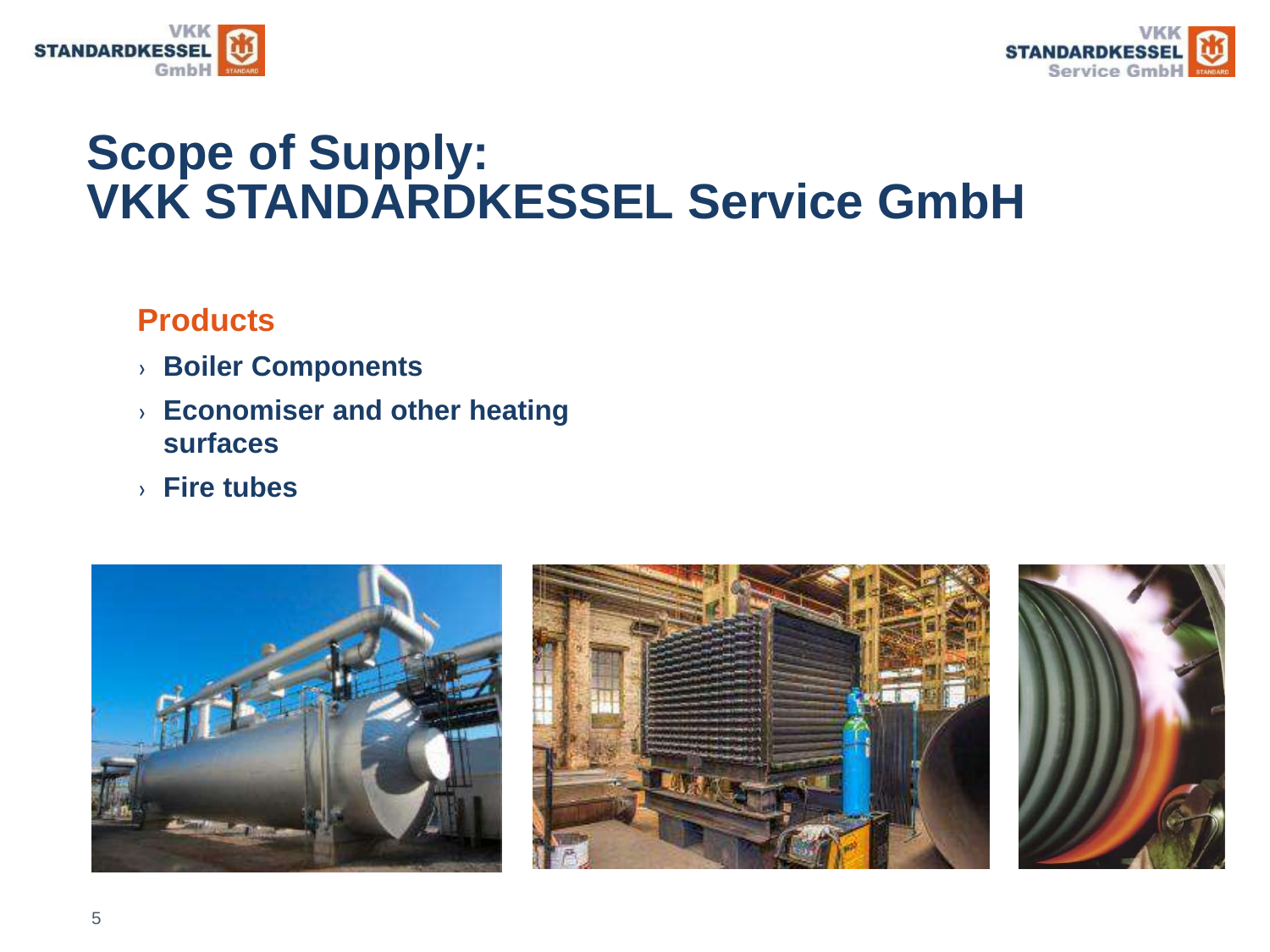# Scope of Supply: VKK STANDARDKESSEL Service GmbH

## Products

- Boiler Components
- Economiser and other heating surfaces
- Fire tubes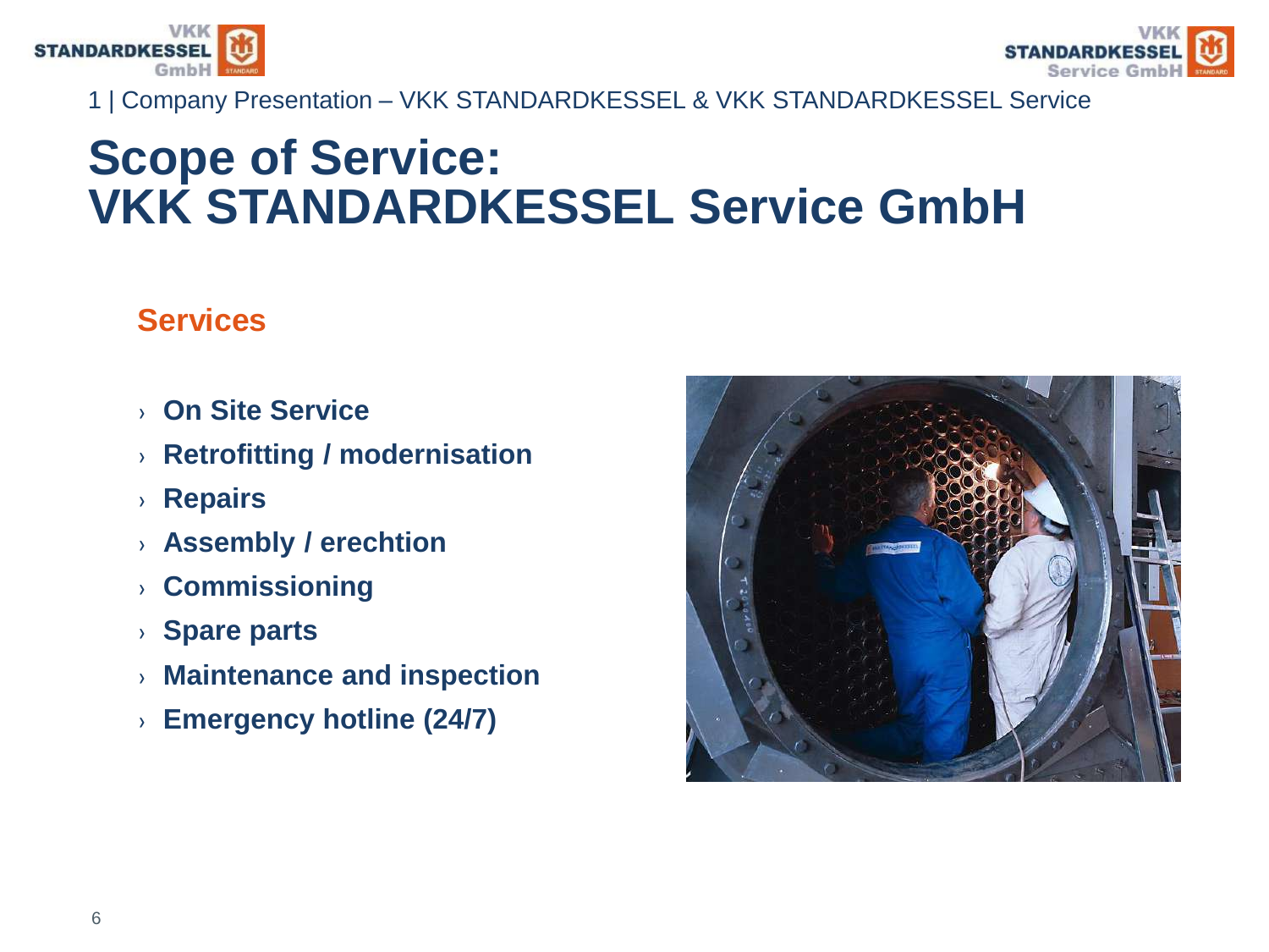# Scope of Service: VKK STANDARDKESSEL Service GmbH

## Services

- On Site Service
- Retrofitting / modernisation
- Repairs
- Assembly / erechtion
- Commissioning
- Spare parts
- Maintenance and inspection
- Emergency hotline (24/7)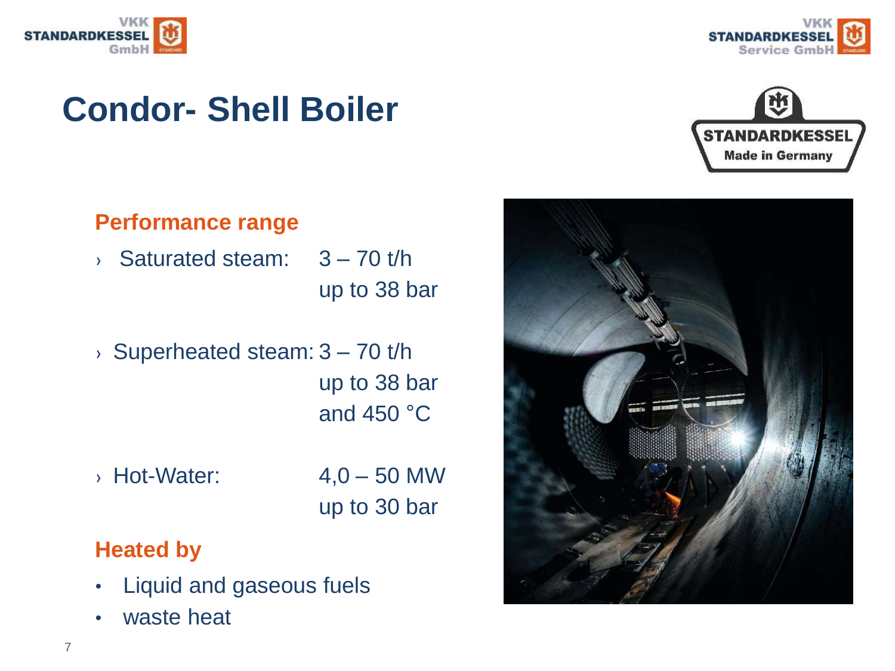# Condor- Shell Boiler

## Performance range

- Saturated steam: 3 – 70 t/h
  up to 38 bar

- Superheated steam: 3 – 70 t/h
  up to 38 bar
  and 450 °C

- Hot-Water: 4,0 – 50 MW
  up to 30 bar

## Heated by

- Liquid and gaseous fuels
- waste heat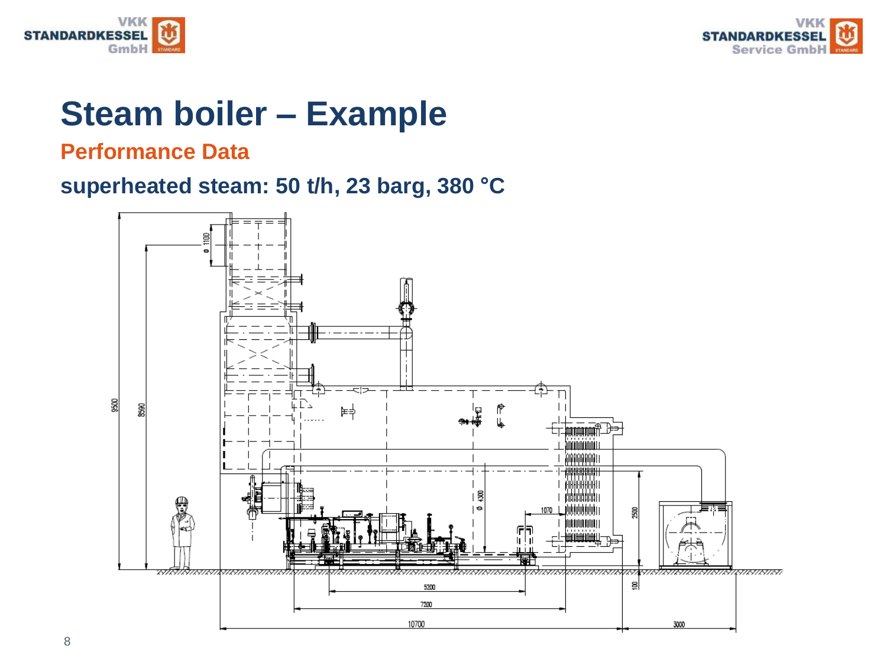# Steam boiler – Example

## Performance Data

**superheated steam: 50 t/h, 23 barg, 380 °C**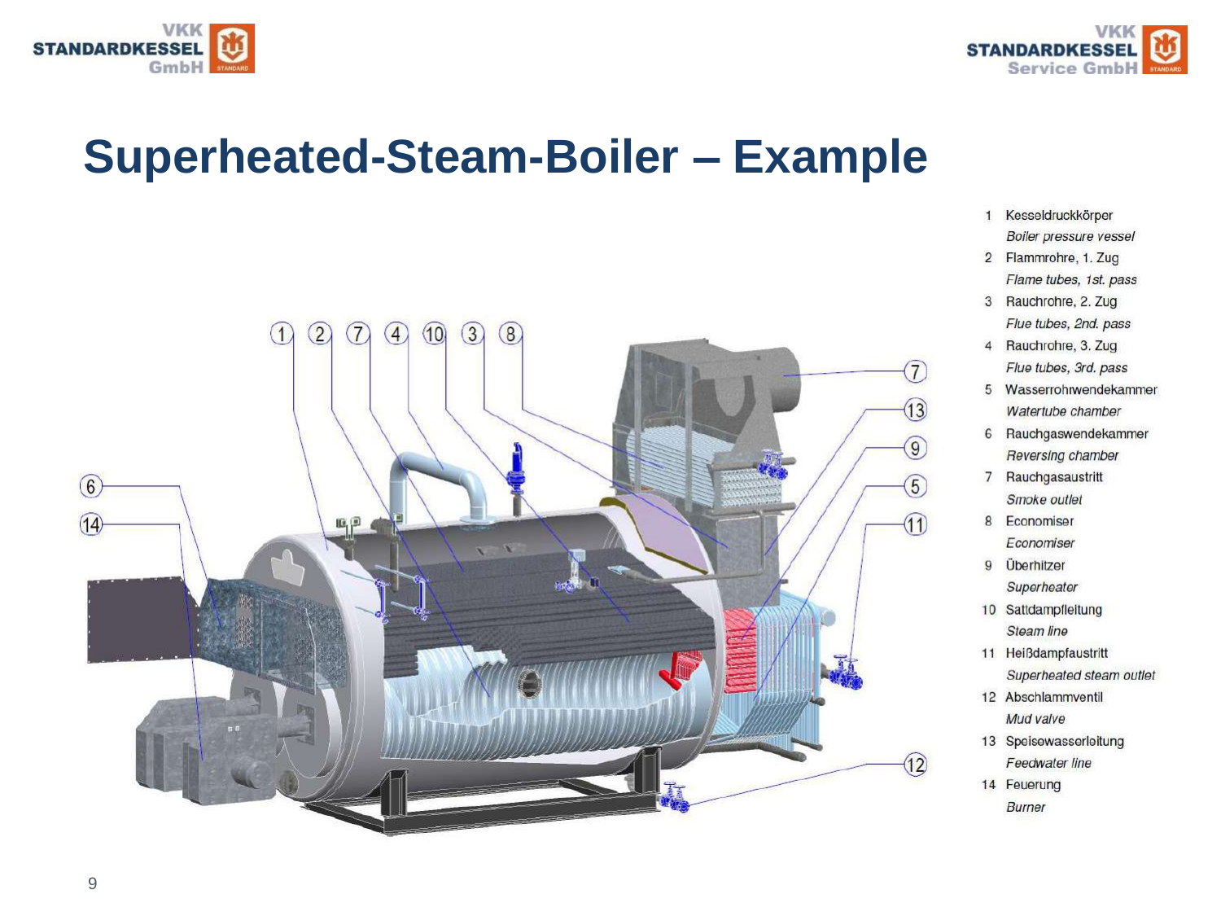# Superheated-Steam-Boiler – Example

1. Kesseldruckkörper
   *Boiler pressure vessel*
2. Flammrohre, 1. Zug
   *Flame tubes, 1st. pass*
3. Rauchrohre, 2. Zug
   *Flue tubes, 2nd. pass*
4. Rauchrohre, 3. Zug
   *Flue tubes, 3rd. pass*
5. Wasserrohrwendekammer
   *Watertube chamber*
6. Rauchgaswendekammer
   *Reversing chamber*
7. Rauchgasaustritt
   *Smoke outlet*
8. Economiser
   *Economiser*
9. Überhitzer
   *Superheater*
10. Sattdampfleitung
    *Steam line*
11. Heißdampfaustritt
    *Superheated steam outlet*
12. Abschlammventil
    *Mud valve*
13. Speisewasserleitung
    *Feedwater line*
14. Feuerung
    *Burner*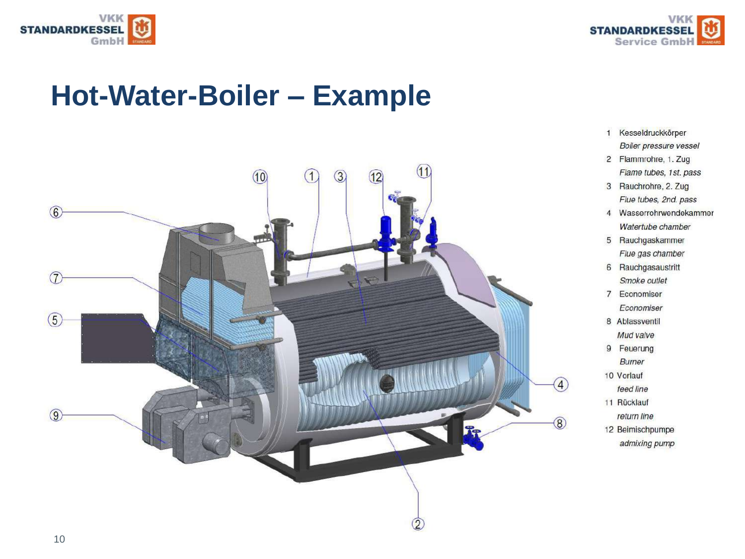# Hot-Water-Boiler – Example

1. Kesseldruckkörper
   *Boiler pressure vessel*
2. Flammrohre, 1. Zug
   *Flame tubes, 1st. pass*
3. Rauchrohre, 2. Zug
   *Flue tubes, 2nd. pass*
4. Wasserrohrwendekammer
   *Watertube chamber*
5. Rauchgaskammer
   *Flue gas chamber*
6. Rauchgasaustritt
   *Smoke outlet*
7. Economiser
   *Economiser*
8. Ablassventil
   *Mud valve*
9. Feuerung
   *Burner*
10. Vorlauf
    *feed line*
11. Rücklauf
    *return line*
12. Beimischpumpe
    *admixing pump*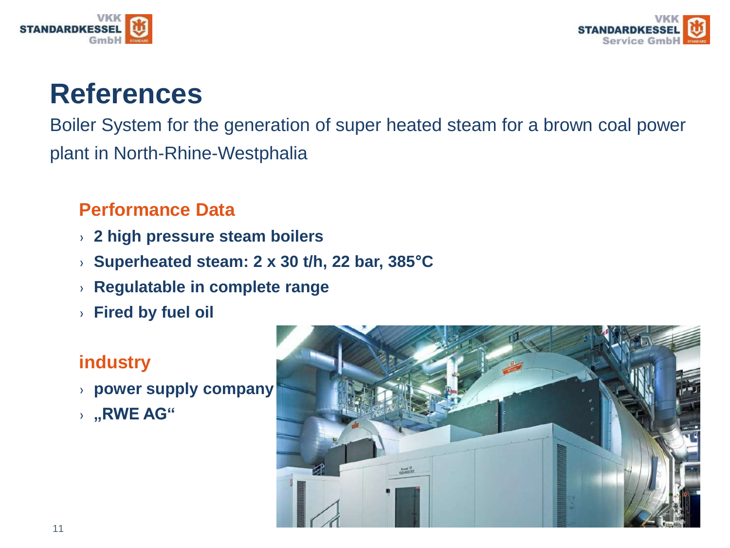# References

Boiler System for the generation of super heated steam for a brown coal power plant in North-Rhine-Westphalia

## Performance Data

- **2 high pressure steam boilers**
- **Superheated steam: 2 x 30 t/h, 22 bar, 385°C**
- **Regulatable in complete range**
- **Fired by fuel oil**

## industry

- **power supply company**
- **„RWE AG“**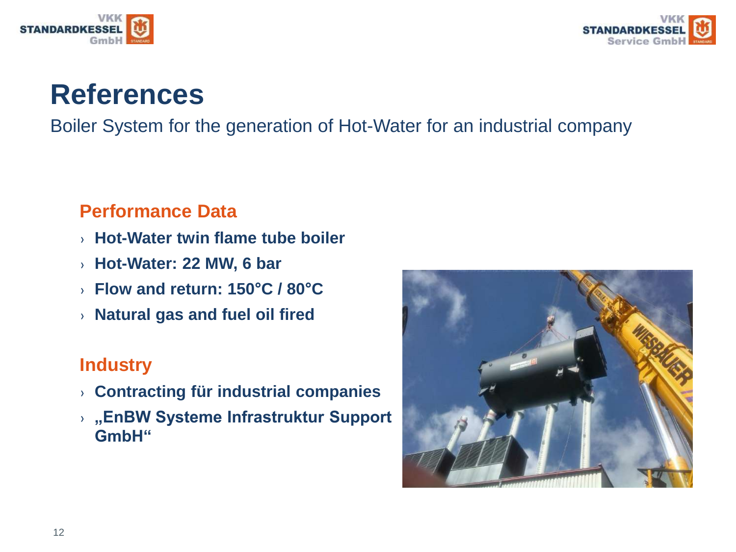# References

Boiler System for the generation of Hot-Water for an industrial company

## Performance Data

- **Hot-Water twin flame tube boiler**
- **Hot-Water: 22 MW, 6 bar**
- **Flow and return: 150°C / 80°C**
- **Natural gas and fuel oil fired**

## Industry

- **Contracting für industrial companies**
- **„EnBW Systeme Infrastruktur Support GmbH“**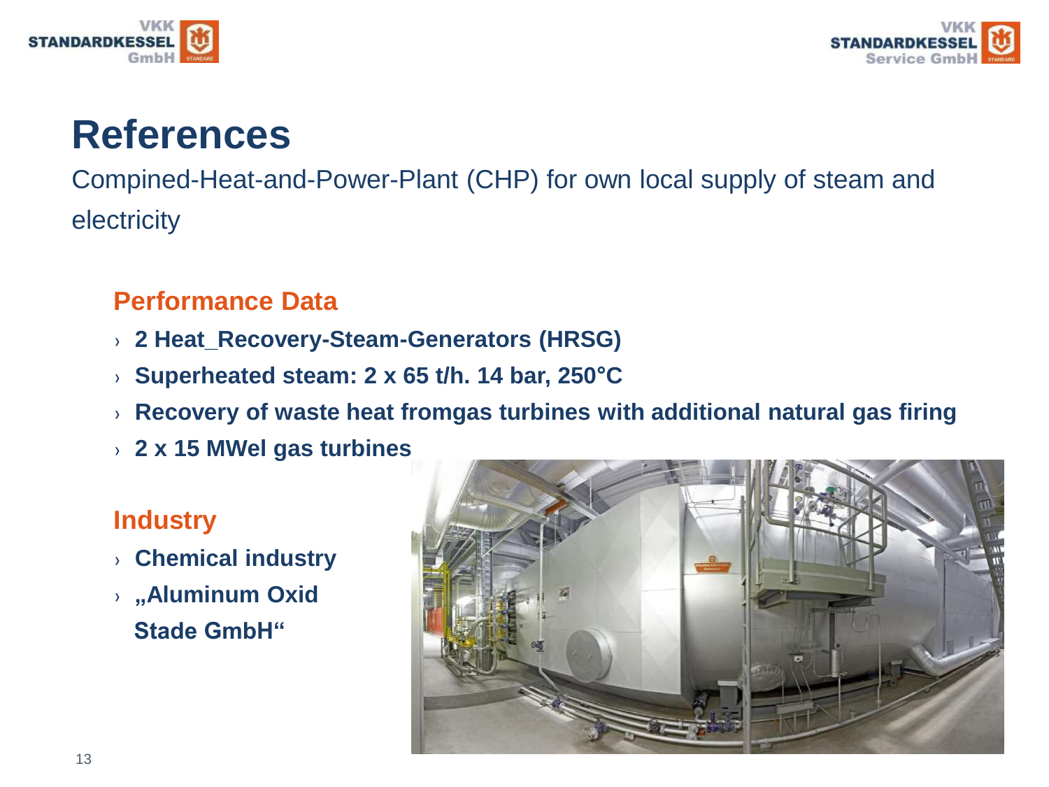# References

Compined-Heat-and-Power-Plant (CHP) for own local supply of steam and electricity

## Performance Data

- **2 Heat_Recovery-Steam-Generators (HRSG)**
- **Superheated steam: 2 x 65 t/h. 14 bar, 250°C**
- **Recovery of waste heat fromgas turbines with additional natural gas firing**
- **2 x 15 MWel gas turbines**

## Industry

- **Chemical industry**
- **„Aluminum Oxid Stade GmbH“**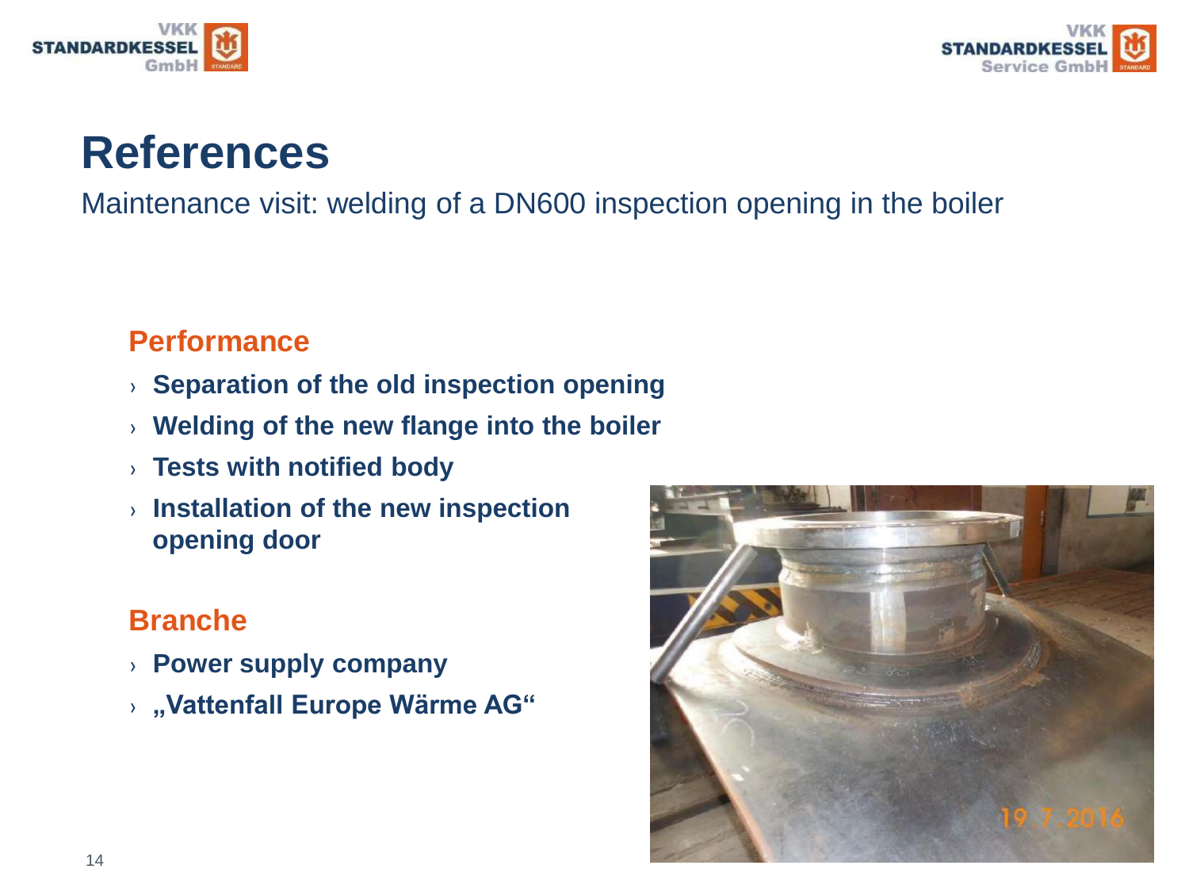# References

Maintenance visit: welding of a DN600 inspection opening in the boiler

## Performance

- **Separation of the old inspection opening**
- **Welding of the new flange into the boiler**
- **Tests with notified body**
- **Installation of the new inspection opening door**

## Branche

- **Power supply company**
- **„Vattenfall Europe Wärme AG“**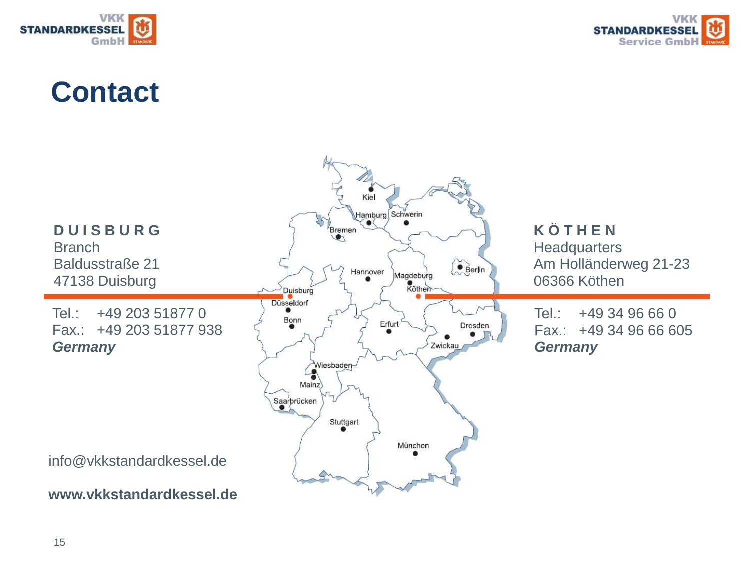# Contact

**DUISBURG**
Branch
Baldusstraße 21
47138 Duisburg

Tel.: +49 203 51877 0
Fax.: +49 203 51877 938
***Germany***

**KÖTHEN**
Headquarters
Am Holländerweg 21-23
06366 Köthen

Tel.: +49 34 96 66 0
Fax.: +49 34 96 66 605
***Germany***

info@vkkstandardkessel.de

**www.vkkstandardkessel.de**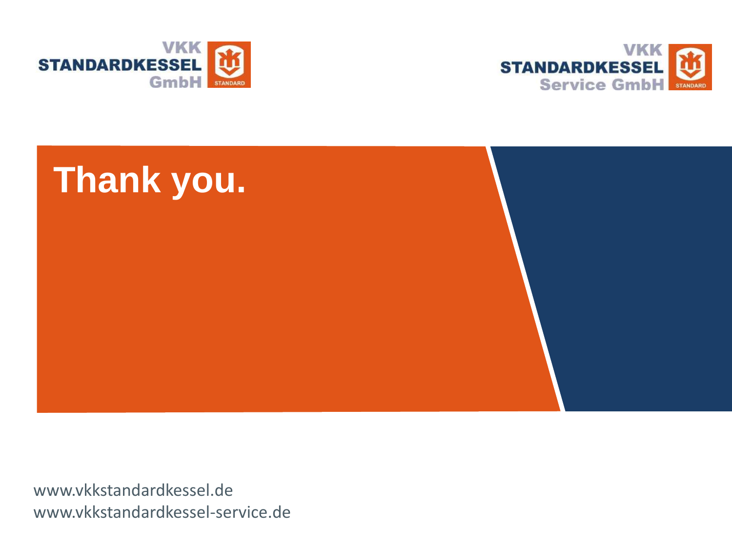VKK STANDARDKESSEL GmbH

VKK STANDARDKESSEL Service GmbH

# Thank you.

www.vkkstandardkessel.de
www.vkkstandardkessel-service.de